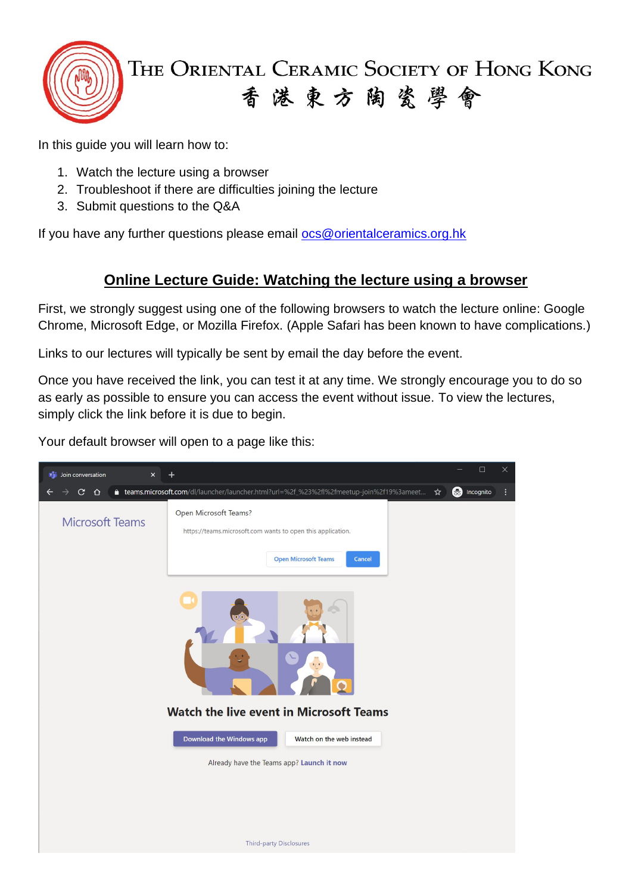# The Oriental Ceramic Society of Hong Kong
香港東方陶瓷學會

In this guide you will learn how to:

1. Watch the lecture using a browser
2. Troubleshoot if there are difficulties joining the lecture
3. Submit questions to the Q&A

If you have any further questions please email ocs@orientalceramics.org.hk

## Online Lecture Guide: Watching the lecture using a browser

First, we strongly suggest using one of the following browsers to watch the lecture online: Google Chrome, Microsoft Edge, or Mozilla Firefox. (Apple Safari has been known to have complications.)

Links to our lectures will typically be sent by email the day before the event.

Once you have received the link, you can test it at any time. We strongly encourage you to do so as early as possible to ensure you can access the event without issue. To view the lectures, simply click the link before it is due to begin.

Your default browser will open to a page like this: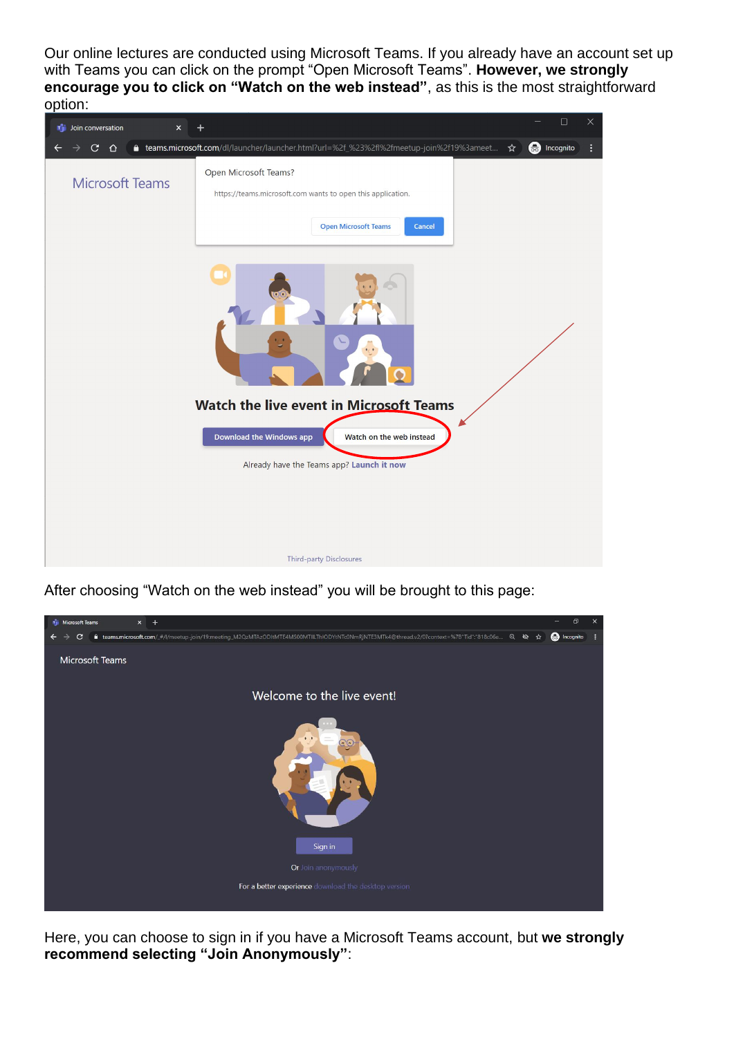Our online lectures are conducted using Microsoft Teams. If you already have an account set up with Teams you can click on the prompt “Open Microsoft Teams”. **However, we strongly encourage you to click on “Watch on the web instead”**, as this is the most straightforward option:

After choosing “Watch on the web instead” you will be brought to this page:

Here, you can choose to sign in if you have a Microsoft Teams account, but **we strongly recommend selecting “Join Anonymously”**: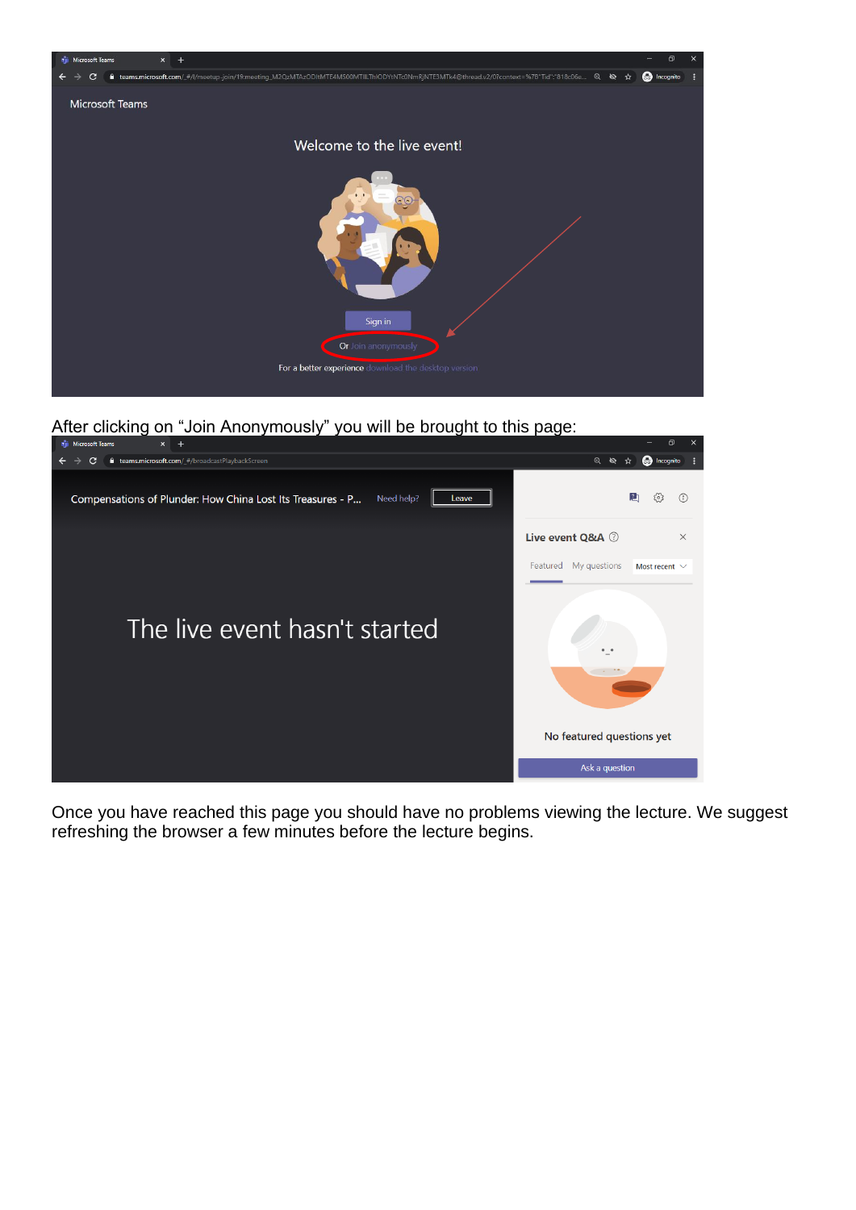After clicking on “Join Anonymously” you will be brought to this page:

Once you have reached this page you should have no problems viewing the lecture. We suggest refreshing the browser a few minutes before the lecture begins.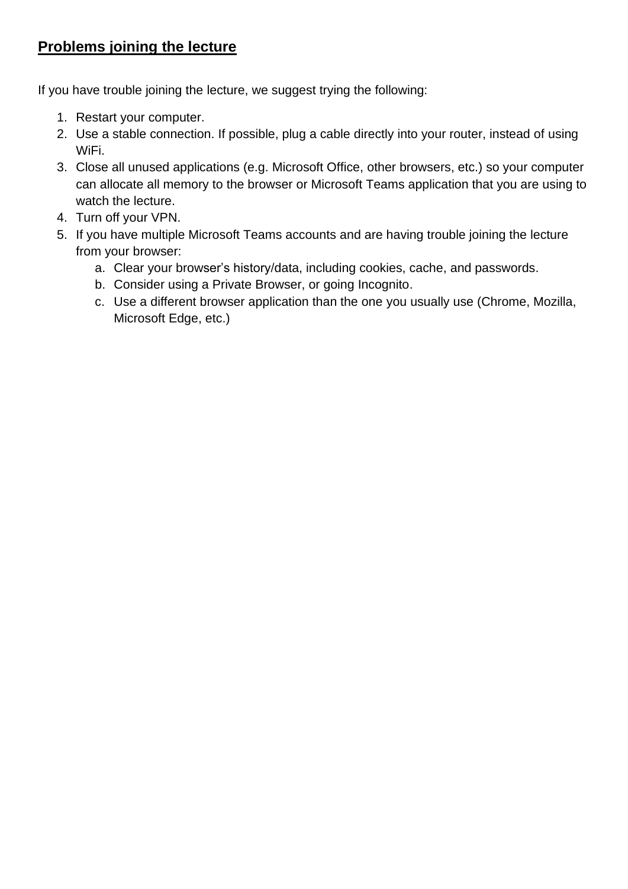## **Problems joining the lecture**

If you have trouble joining the lecture, we suggest trying the following:

1. Restart your computer.
2. Use a stable connection. If possible, plug a cable directly into your router, instead of using WiFi.
3. Close all unused applications (e.g. Microsoft Office, other browsers, etc.) so your computer can allocate all memory to the browser or Microsoft Teams application that you are using to watch the lecture.
4. Turn off your VPN.
5. If you have multiple Microsoft Teams accounts and are having trouble joining the lecture from your browser:
   a. Clear your browser's history/data, including cookies, cache, and passwords.
   b. Consider using a Private Browser, or going Incognito.
   c. Use a different browser application than the one you usually use (Chrome, Mozilla, Microsoft Edge, etc.)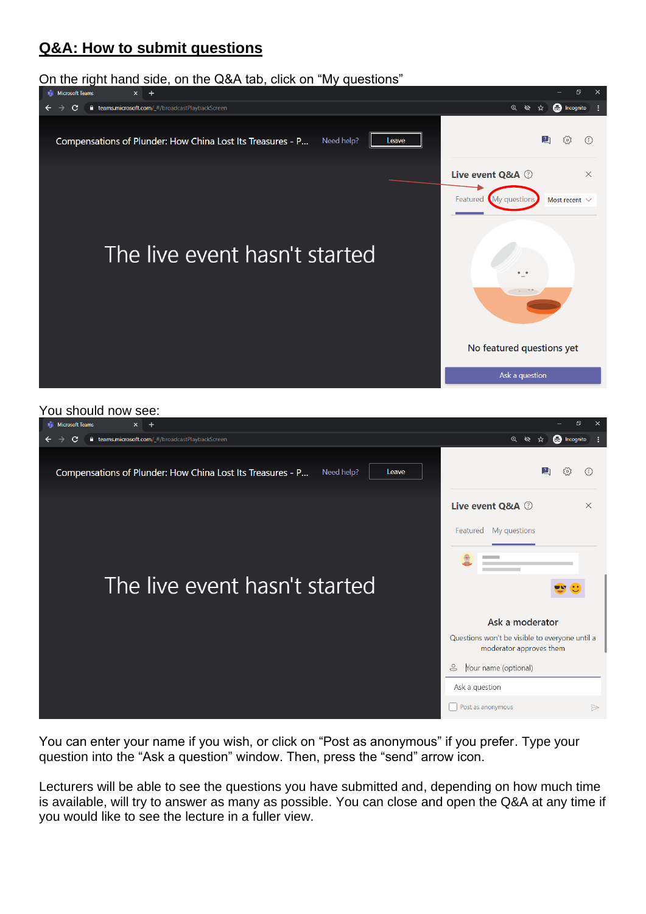## Q&A: How to submit questions

On the right hand side, on the Q&A tab, click on “My questions”

You should now see:

You can enter your name if you wish, or click on “Post as anonymous” if you prefer. Type your question into the “Ask a question” window. Then, press the “send” arrow icon.

Lecturers will be able to see the questions you have submitted and, depending on how much time is available, will try to answer as many as possible. You can close and open the Q&A at any time if you would like to see the lecture in a fuller view.